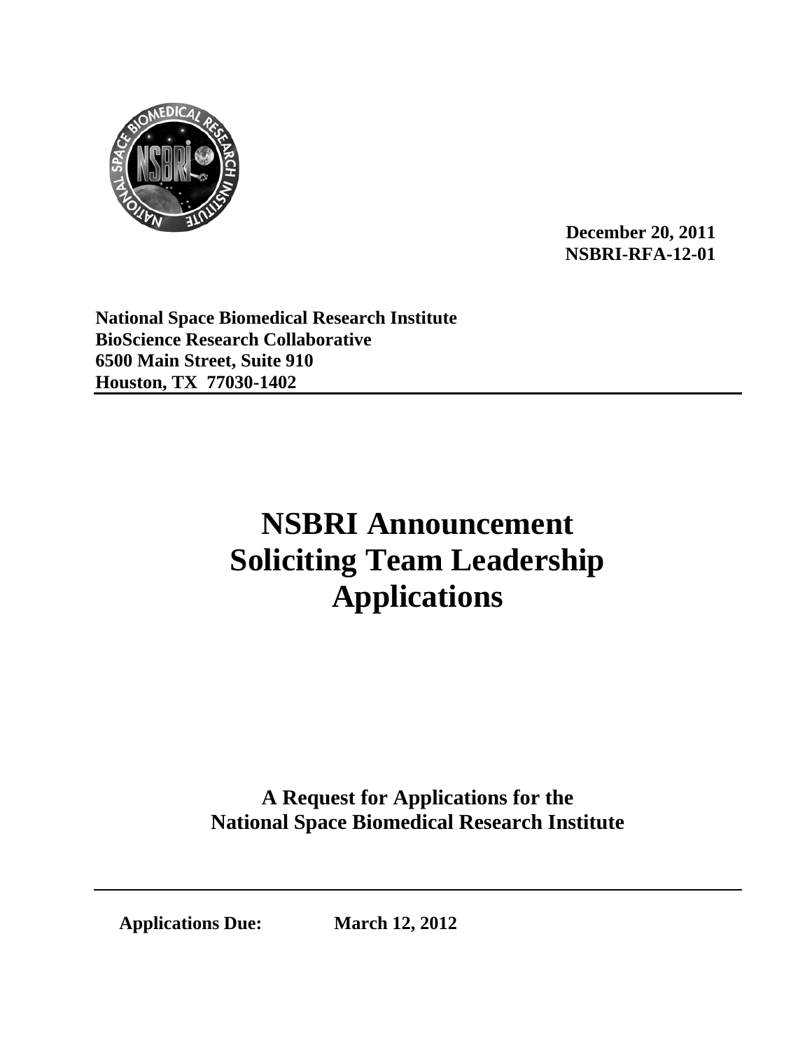**December 20, 2011**
**NSBRI-RFA-12-01**

**National Space Biomedical Research Institute**
**BioScience Research Collaborative**
**6500 Main Street, Suite 910**
**Houston, TX 77030-1402**

# NSBRI Announcement Soliciting Team Leadership Applications

**A Request for Applications for the National Space Biomedical Research Institute**

**Applications Due:** **March 12, 2012**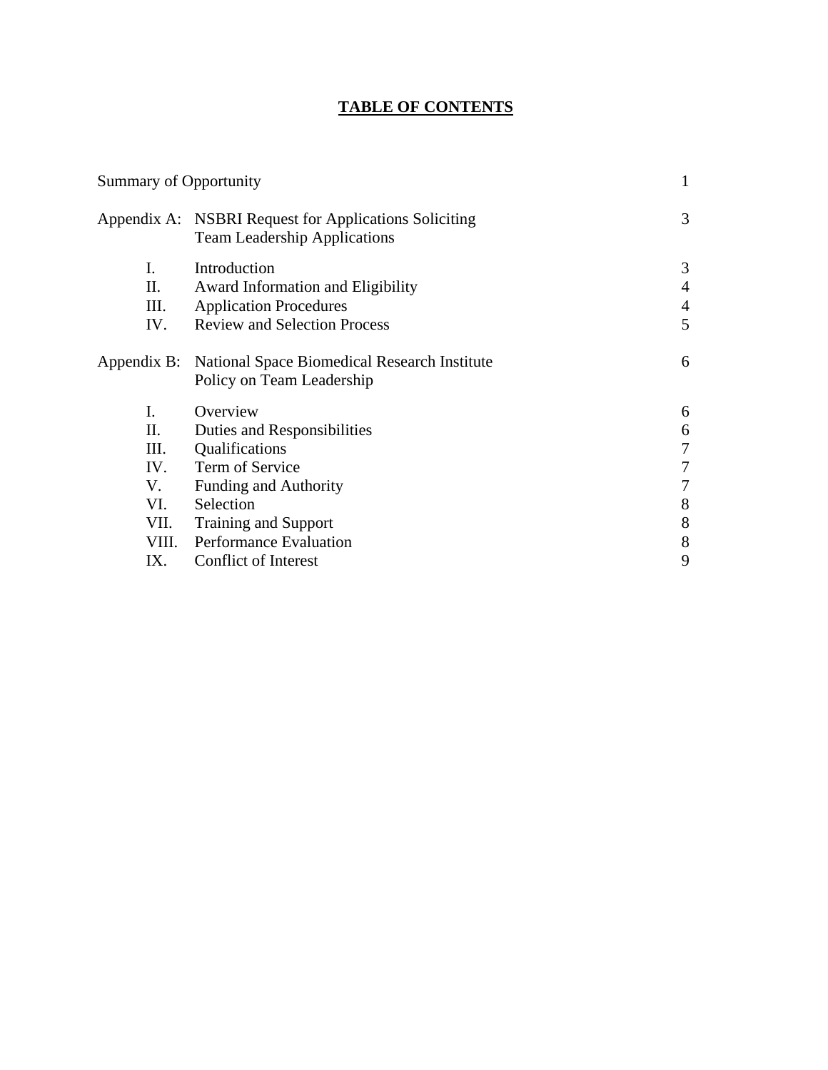# TABLE OF CONTENTS

| | | |
|---|---|---|
| Summary of Opportunity | | 1 |
| Appendix A: | NSBRI Request for Applications Soliciting Team Leadership Applications | 3 |
| I. | Introduction | 3 |
| II. | Award Information and Eligibility | 4 |
| III. | Application Procedures | 4 |
| IV. | Review and Selection Process | 5 |
| Appendix B: | National Space Biomedical Research Institute Policy on Team Leadership | 6 |
| I. | Overview | 6 |
| II. | Duties and Responsibilities | 6 |
| III. | Qualifications | 7 |
| IV. | Term of Service | 7 |
| V. | Funding and Authority | 7 |
| VI. | Selection | 8 |
| VII. | Training and Support | 8 |
| VIII. | Performance Evaluation | 8 |
| IX. | Conflict of Interest | 9 |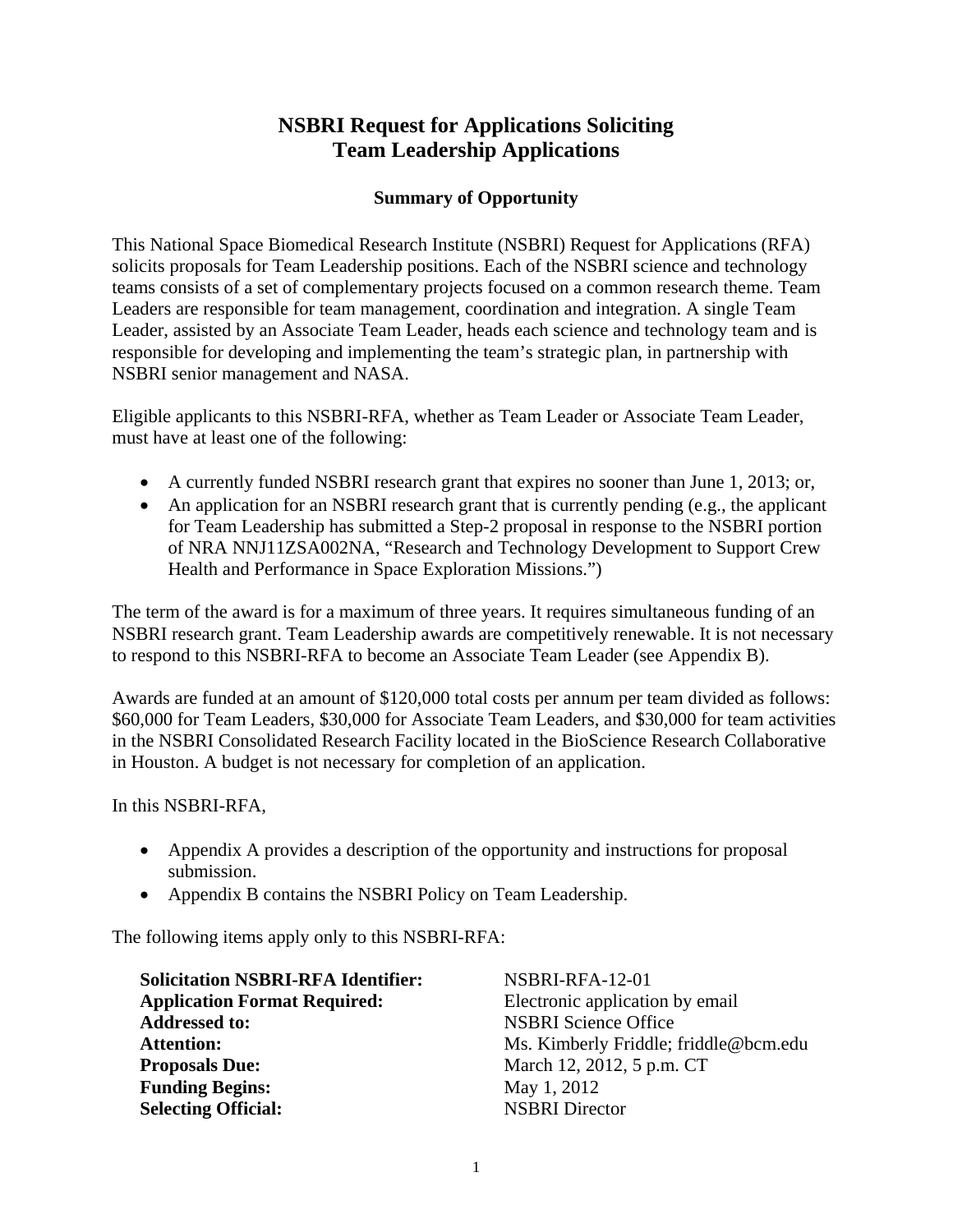# NSBRI Request for Applications Soliciting Team Leadership Applications

## Summary of Opportunity

This National Space Biomedical Research Institute (NSBRI) Request for Applications (RFA) solicits proposals for Team Leadership positions. Each of the NSBRI science and technology teams consists of a set of complementary projects focused on a common research theme. Team Leaders are responsible for team management, coordination and integration. A single Team Leader, assisted by an Associate Team Leader, heads each science and technology team and is responsible for developing and implementing the team's strategic plan, in partnership with NSBRI senior management and NASA.

Eligible applicants to this NSBRI-RFA, whether as Team Leader or Associate Team Leader, must have at least one of the following:

- A currently funded NSBRI research grant that expires no sooner than June 1, 2013; or,
- An application for an NSBRI research grant that is currently pending (e.g., the applicant for Team Leadership has submitted a Step-2 proposal in response to the NSBRI portion of NRA NNJ11ZSA002NA, "Research and Technology Development to Support Crew Health and Performance in Space Exploration Missions.")

The term of the award is for a maximum of three years. It requires simultaneous funding of an NSBRI research grant. Team Leadership awards are competitively renewable. It is not necessary to respond to this NSBRI-RFA to become an Associate Team Leader (see Appendix B).

Awards are funded at an amount of $120,000 total costs per annum per team divided as follows: $60,000 for Team Leaders, $30,000 for Associate Team Leaders, and $30,000 for team activities in the NSBRI Consolidated Research Facility located in the BioScience Research Collaborative in Houston. A budget is not necessary for completion of an application.

In this NSBRI-RFA,

- Appendix A provides a description of the opportunity and instructions for proposal submission.
- Appendix B contains the NSBRI Policy on Team Leadership.

The following items apply only to this NSBRI-RFA:

| | |
|---|---|
| **Solicitation NSBRI-RFA Identifier:** | NSBRI-RFA-12-01 |
| **Application Format Required:** | Electronic application by email |
| **Addressed to:** | NSBRI Science Office |
| **Attention:** | Ms. Kimberly Friddle; friddle@bcm.edu |
| **Proposals Due:** | March 12, 2012, 5 p.m. CT |
| **Funding Begins:** | May 1, 2012 |
| **Selecting Official:** | NSBRI Director |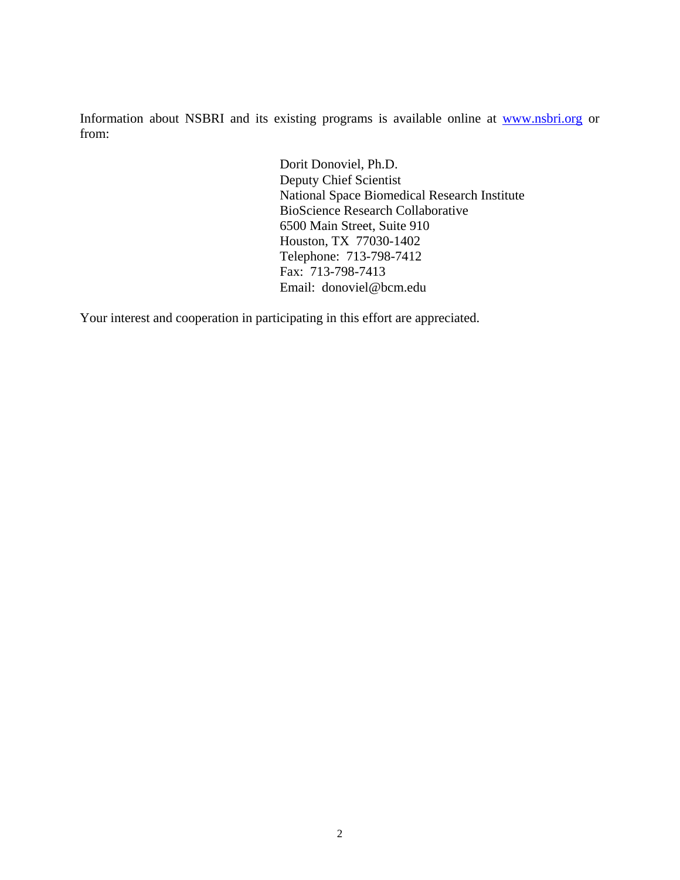Information about NSBRI and its existing programs is available online at [www.nsbri.org](http://www.nsbri.org) or from:

> Dorit Donoviel, Ph.D.
> Deputy Chief Scientist
> National Space Biomedical Research Institute
> BioScience Research Collaborative
> 6500 Main Street, Suite 910
> Houston, TX 77030-1402
> Telephone: 713-798-7412
> Fax: 713-798-7413
> Email: donoviel@bcm.edu

Your interest and cooperation in participating in this effort are appreciated.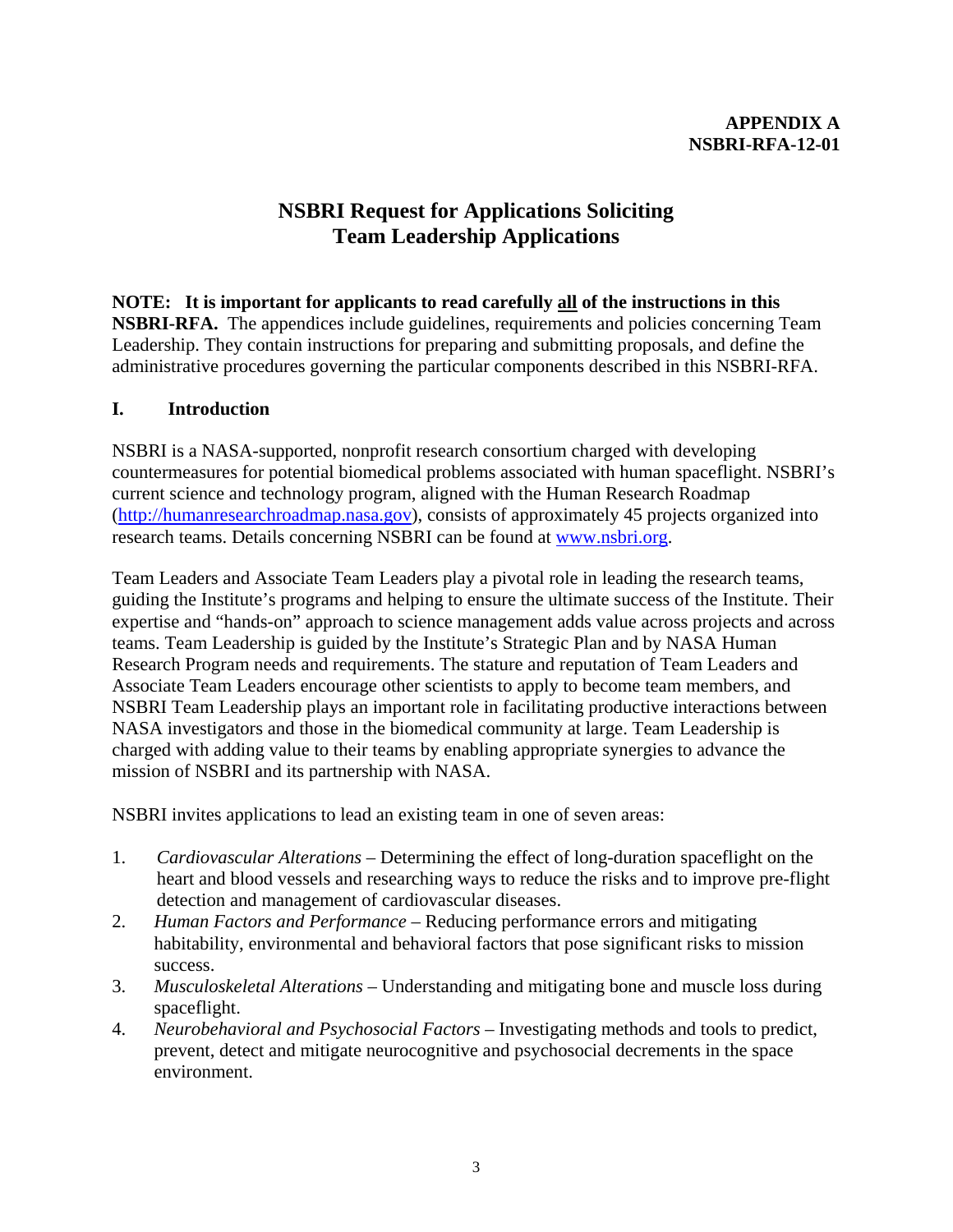**APPENDIX A**
**NSBRI-RFA-12-01**

# NSBRI Request for Applications Soliciting Team Leadership Applications

**NOTE: It is important for applicants to read carefully <u>all</u> of the instructions in this NSBRI-RFA.** The appendices include guidelines, requirements and policies concerning Team Leadership. They contain instructions for preparing and submitting proposals, and define the administrative procedures governing the particular components described in this NSBRI-RFA.

## I. Introduction

NSBRI is a NASA-supported, nonprofit research consortium charged with developing countermeasures for potential biomedical problems associated with human spaceflight. NSBRI's current science and technology program, aligned with the Human Research Roadmap (http://humanresearchroadmap.nasa.gov), consists of approximately 45 projects organized into research teams. Details concerning NSBRI can be found at www.nsbri.org.

Team Leaders and Associate Team Leaders play a pivotal role in leading the research teams, guiding the Institute's programs and helping to ensure the ultimate success of the Institute. Their expertise and "hands-on" approach to science management adds value across projects and across teams. Team Leadership is guided by the Institute's Strategic Plan and by NASA Human Research Program needs and requirements. The stature and reputation of Team Leaders and Associate Team Leaders encourage other scientists to apply to become team members, and NSBRI Team Leadership plays an important role in facilitating productive interactions between NASA investigators and those in the biomedical community at large. Team Leadership is charged with adding value to their teams by enabling appropriate synergies to advance the mission of NSBRI and its partnership with NASA.

NSBRI invites applications to lead an existing team in one of seven areas:

1. *Cardiovascular Alterations* – Determining the effect of long-duration spaceflight on the heart and blood vessels and researching ways to reduce the risks and to improve pre-flight detection and management of cardiovascular diseases.
2. *Human Factors and Performance* – Reducing performance errors and mitigating habitability, environmental and behavioral factors that pose significant risks to mission success.
3. *Musculoskeletal Alterations* – Understanding and mitigating bone and muscle loss during spaceflight.
4. *Neurobehavioral and Psychosocial Factors* – Investigating methods and tools to predict, prevent, detect and mitigate neurocognitive and psychosocial decrements in the space environment.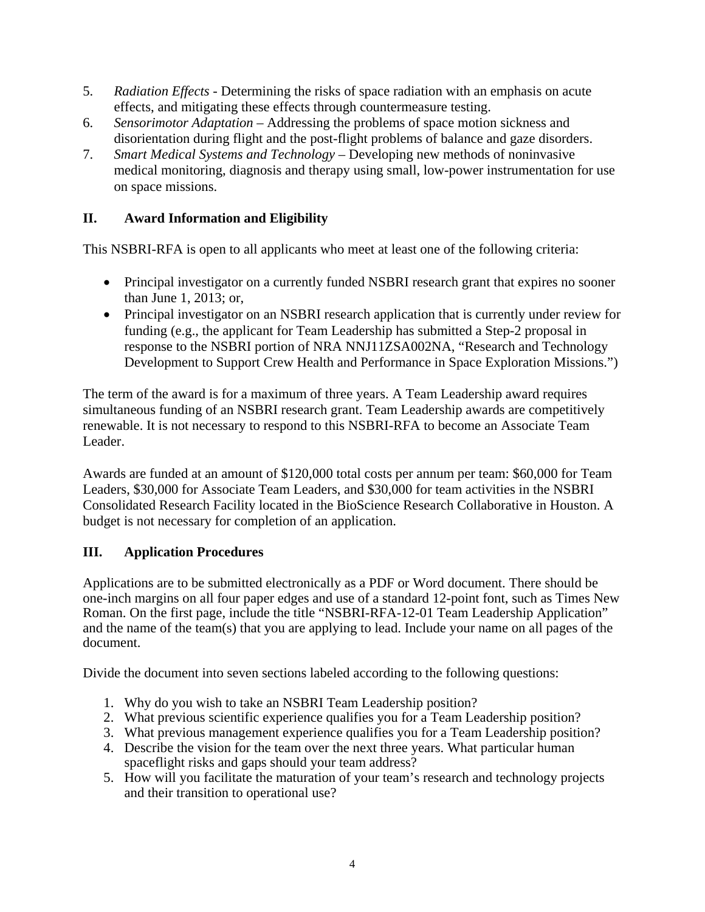5. *Radiation Effects* - Determining the risks of space radiation with an emphasis on acute effects, and mitigating these effects through countermeasure testing.
6. *Sensorimotor Adaptation* – Addressing the problems of space motion sickness and disorientation during flight and the post-flight problems of balance and gaze disorders.
7. *Smart Medical Systems and Technology* – Developing new methods of noninvasive medical monitoring, diagnosis and therapy using small, low-power instrumentation for use on space missions.

## II. Award Information and Eligibility

This NSBRI-RFA is open to all applicants who meet at least one of the following criteria:

- Principal investigator on a currently funded NSBRI research grant that expires no sooner than June 1, 2013; or,
- Principal investigator on an NSBRI research application that is currently under review for funding (e.g., the applicant for Team Leadership has submitted a Step-2 proposal in response to the NSBRI portion of NRA NNJ11ZSA002NA, "Research and Technology Development to Support Crew Health and Performance in Space Exploration Missions.")

The term of the award is for a maximum of three years. A Team Leadership award requires simultaneous funding of an NSBRI research grant. Team Leadership awards are competitively renewable. It is not necessary to respond to this NSBRI-RFA to become an Associate Team Leader.

Awards are funded at an amount of $120,000 total costs per annum per team: $60,000 for Team Leaders, $30,000 for Associate Team Leaders, and $30,000 for team activities in the NSBRI Consolidated Research Facility located in the BioScience Research Collaborative in Houston. A budget is not necessary for completion of an application.

## III. Application Procedures

Applications are to be submitted electronically as a PDF or Word document. There should be one-inch margins on all four paper edges and use of a standard 12-point font, such as Times New Roman. On the first page, include the title "NSBRI-RFA-12-01 Team Leadership Application" and the name of the team(s) that you are applying to lead. Include your name on all pages of the document.

Divide the document into seven sections labeled according to the following questions:

1. Why do you wish to take an NSBRI Team Leadership position?
2. What previous scientific experience qualifies you for a Team Leadership position?
3. What previous management experience qualifies you for a Team Leadership position?
4. Describe the vision for the team over the next three years. What particular human spaceflight risks and gaps should your team address?
5. How will you facilitate the maturation of your team's research and technology projects and their transition to operational use?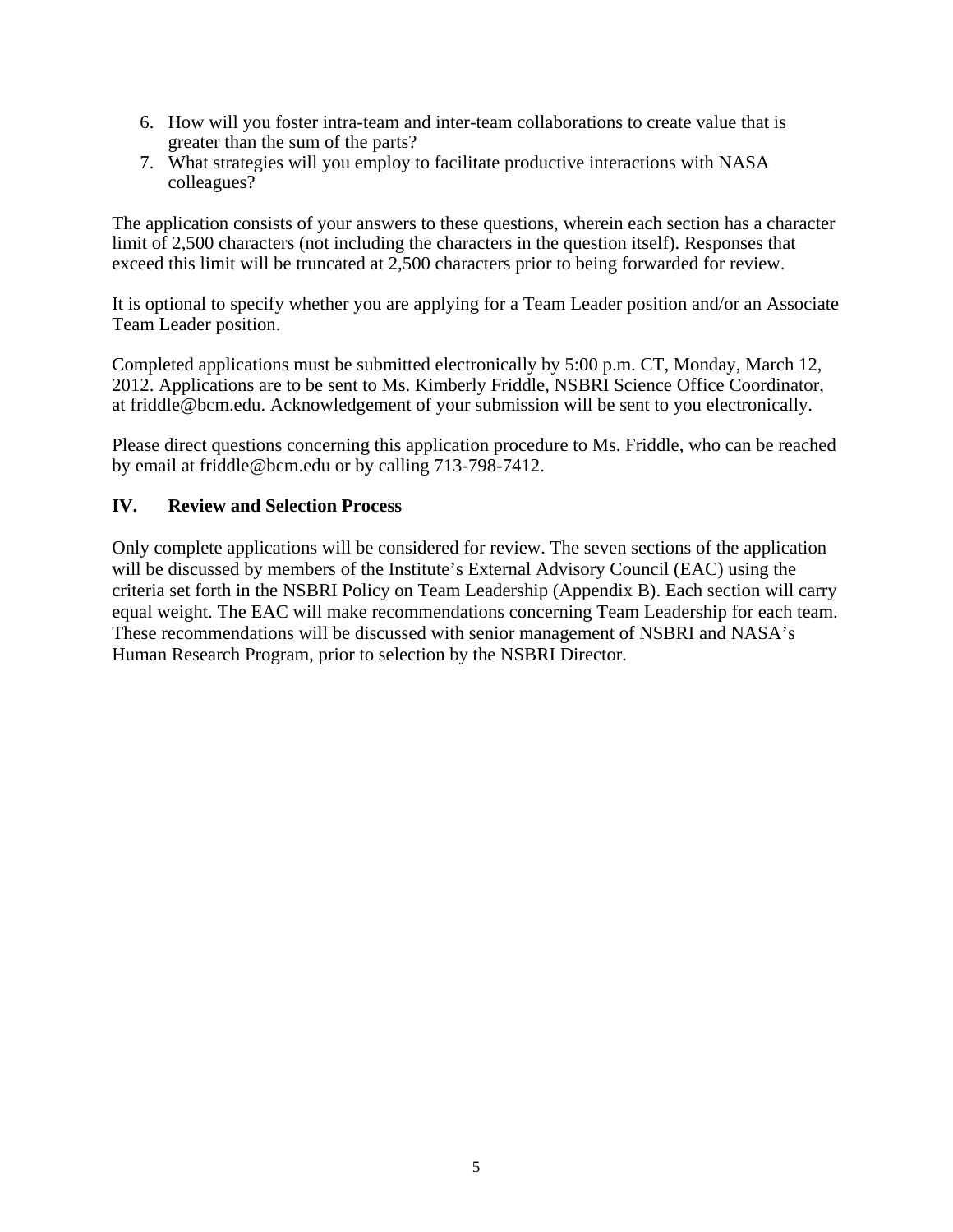6. How will you foster intra-team and inter-team collaborations to create value that is greater than the sum of the parts?
7. What strategies will you employ to facilitate productive interactions with NASA colleagues?

The application consists of your answers to these questions, wherein each section has a character limit of 2,500 characters (not including the characters in the question itself). Responses that exceed this limit will be truncated at 2,500 characters prior to being forwarded for review.

It is optional to specify whether you are applying for a Team Leader position and/or an Associate Team Leader position.

Completed applications must be submitted electronically by 5:00 p.m. CT, Monday, March 12, 2012. Applications are to be sent to Ms. Kimberly Friddle, NSBRI Science Office Coordinator, at friddle@bcm.edu. Acknowledgement of your submission will be sent to you electronically.

Please direct questions concerning this application procedure to Ms. Friddle, who can be reached by email at friddle@bcm.edu or by calling 713-798-7412.

## IV. Review and Selection Process

Only complete applications will be considered for review. The seven sections of the application will be discussed by members of the Institute's External Advisory Council (EAC) using the criteria set forth in the NSBRI Policy on Team Leadership (Appendix B). Each section will carry equal weight. The EAC will make recommendations concerning Team Leadership for each team. These recommendations will be discussed with senior management of NSBRI and NASA's Human Research Program, prior to selection by the NSBRI Director.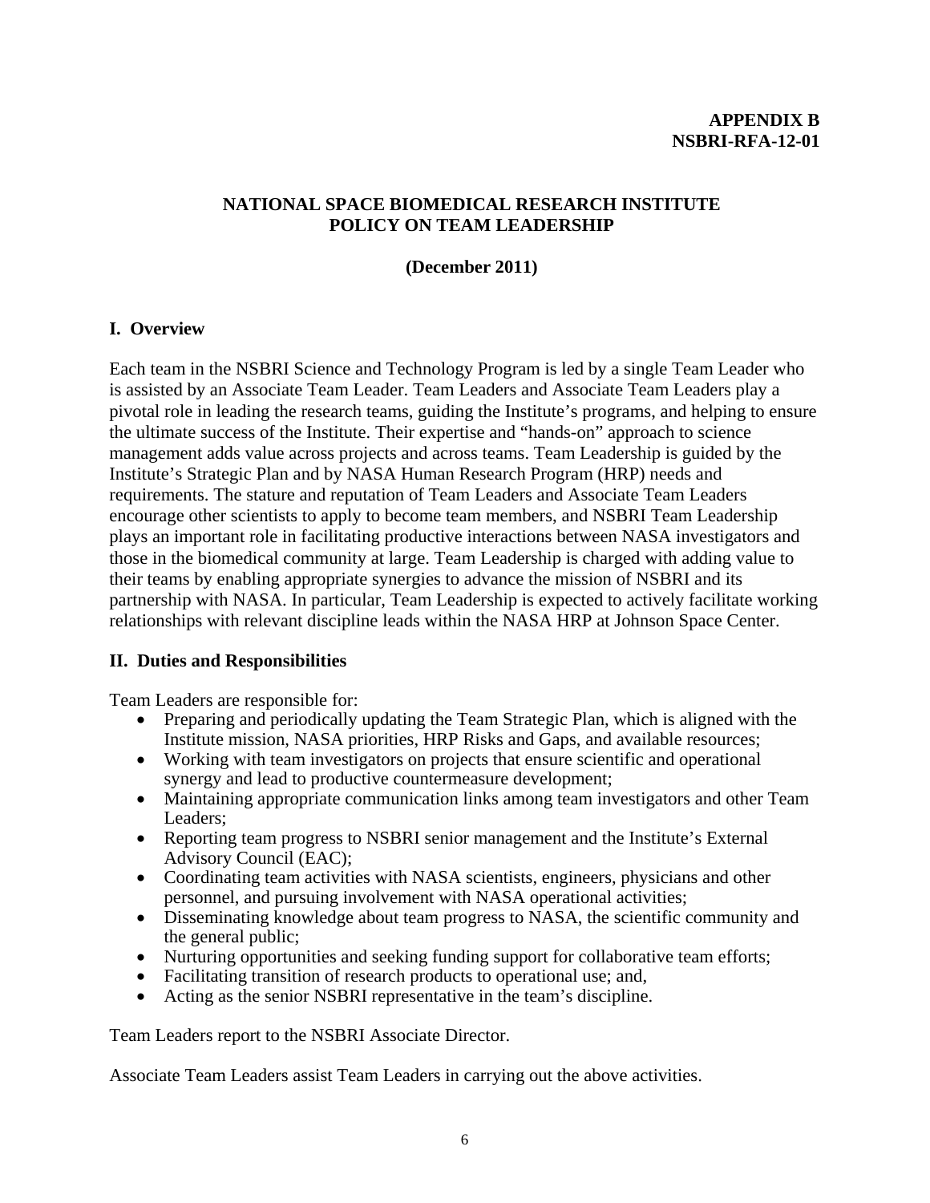**APPENDIX B**
**NSBRI-RFA-12-01**

# NATIONAL SPACE BIOMEDICAL RESEARCH INSTITUTE POLICY ON TEAM LEADERSHIP

**(December 2011)**

## I. Overview

Each team in the NSBRI Science and Technology Program is led by a single Team Leader who is assisted by an Associate Team Leader. Team Leaders and Associate Team Leaders play a pivotal role in leading the research teams, guiding the Institute's programs, and helping to ensure the ultimate success of the Institute. Their expertise and "hands-on" approach to science management adds value across projects and across teams. Team Leadership is guided by the Institute's Strategic Plan and by NASA Human Research Program (HRP) needs and requirements. The stature and reputation of Team Leaders and Associate Team Leaders encourage other scientists to apply to become team members, and NSBRI Team Leadership plays an important role in facilitating productive interactions between NASA investigators and those in the biomedical community at large. Team Leadership is charged with adding value to their teams by enabling appropriate synergies to advance the mission of NSBRI and its partnership with NASA. In particular, Team Leadership is expected to actively facilitate working relationships with relevant discipline leads within the NASA HRP at Johnson Space Center.

## II. Duties and Responsibilities

Team Leaders are responsible for:

- Preparing and periodically updating the Team Strategic Plan, which is aligned with the Institute mission, NASA priorities, HRP Risks and Gaps, and available resources;
- Working with team investigators on projects that ensure scientific and operational synergy and lead to productive countermeasure development;
- Maintaining appropriate communication links among team investigators and other Team Leaders;
- Reporting team progress to NSBRI senior management and the Institute's External Advisory Council (EAC);
- Coordinating team activities with NASA scientists, engineers, physicians and other personnel, and pursuing involvement with NASA operational activities;
- Disseminating knowledge about team progress to NASA, the scientific community and the general public;
- Nurturing opportunities and seeking funding support for collaborative team efforts;
- Facilitating transition of research products to operational use; and,
- Acting as the senior NSBRI representative in the team's discipline.

Team Leaders report to the NSBRI Associate Director.

Associate Team Leaders assist Team Leaders in carrying out the above activities.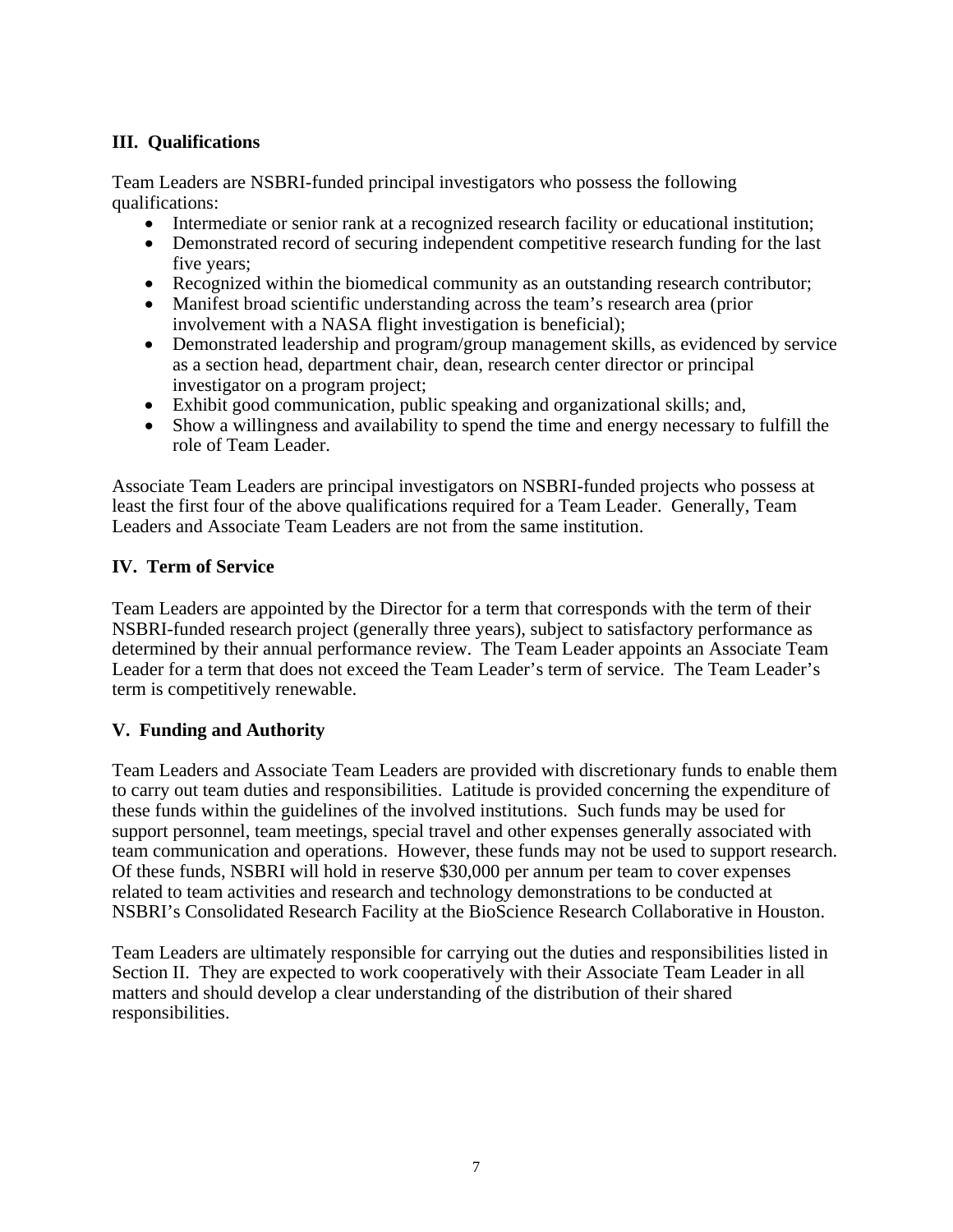### III. Qualifications

Team Leaders are NSBRI-funded principal investigators who possess the following qualifications:

- Intermediate or senior rank at a recognized research facility or educational institution;
- Demonstrated record of securing independent competitive research funding for the last five years;
- Recognized within the biomedical community as an outstanding research contributor;
- Manifest broad scientific understanding across the team's research area (prior involvement with a NASA flight investigation is beneficial);
- Demonstrated leadership and program/group management skills, as evidenced by service as a section head, department chair, dean, research center director or principal investigator on a program project;
- Exhibit good communication, public speaking and organizational skills; and,
- Show a willingness and availability to spend the time and energy necessary to fulfill the role of Team Leader.

Associate Team Leaders are principal investigators on NSBRI-funded projects who possess at least the first four of the above qualifications required for a Team Leader. Generally, Team Leaders and Associate Team Leaders are not from the same institution.

### IV. Term of Service

Team Leaders are appointed by the Director for a term that corresponds with the term of their NSBRI-funded research project (generally three years), subject to satisfactory performance as determined by their annual performance review. The Team Leader appoints an Associate Team Leader for a term that does not exceed the Team Leader's term of service. The Team Leader's term is competitively renewable.

### V. Funding and Authority

Team Leaders and Associate Team Leaders are provided with discretionary funds to enable them to carry out team duties and responsibilities. Latitude is provided concerning the expenditure of these funds within the guidelines of the involved institutions. Such funds may be used for support personnel, team meetings, special travel and other expenses generally associated with team communication and operations. However, these funds may not be used to support research. Of these funds, NSBRI will hold in reserve $30,000 per annum per team to cover expenses related to team activities and research and technology demonstrations to be conducted at NSBRI's Consolidated Research Facility at the BioScience Research Collaborative in Houston.

Team Leaders are ultimately responsible for carrying out the duties and responsibilities listed in Section II. They are expected to work cooperatively with their Associate Team Leader in all matters and should develop a clear understanding of the distribution of their shared responsibilities.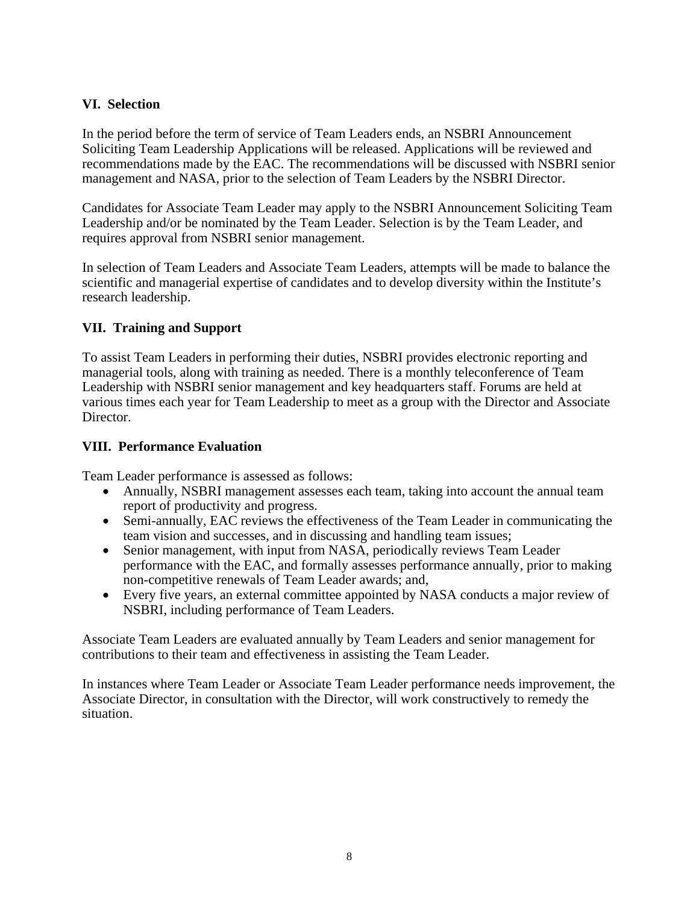## VI. Selection

In the period before the term of service of Team Leaders ends, an NSBRI Announcement Soliciting Team Leadership Applications will be released. Applications will be reviewed and recommendations made by the EAC. The recommendations will be discussed with NSBRI senior management and NASA, prior to the selection of Team Leaders by the NSBRI Director.

Candidates for Associate Team Leader may apply to the NSBRI Announcement Soliciting Team Leadership and/or be nominated by the Team Leader. Selection is by the Team Leader, and requires approval from NSBRI senior management.

In selection of Team Leaders and Associate Team Leaders, attempts will be made to balance the scientific and managerial expertise of candidates and to develop diversity within the Institute's research leadership.

## VII. Training and Support

To assist Team Leaders in performing their duties, NSBRI provides electronic reporting and managerial tools, along with training as needed. There is a monthly teleconference of Team Leadership with NSBRI senior management and key headquarters staff. Forums are held at various times each year for Team Leadership to meet as a group with the Director and Associate Director.

## VIII. Performance Evaluation

Team Leader performance is assessed as follows:

- Annually, NSBRI management assesses each team, taking into account the annual team report of productivity and progress.
- Semi-annually, EAC reviews the effectiveness of the Team Leader in communicating the team vision and successes, and in discussing and handling team issues;
- Senior management, with input from NASA, periodically reviews Team Leader performance with the EAC, and formally assesses performance annually, prior to making non-competitive renewals of Team Leader awards; and,
- Every five years, an external committee appointed by NASA conducts a major review of NSBRI, including performance of Team Leaders.

Associate Team Leaders are evaluated annually by Team Leaders and senior management for contributions to their team and effectiveness in assisting the Team Leader.

In instances where Team Leader or Associate Team Leader performance needs improvement, the Associate Director, in consultation with the Director, will work constructively to remedy the situation.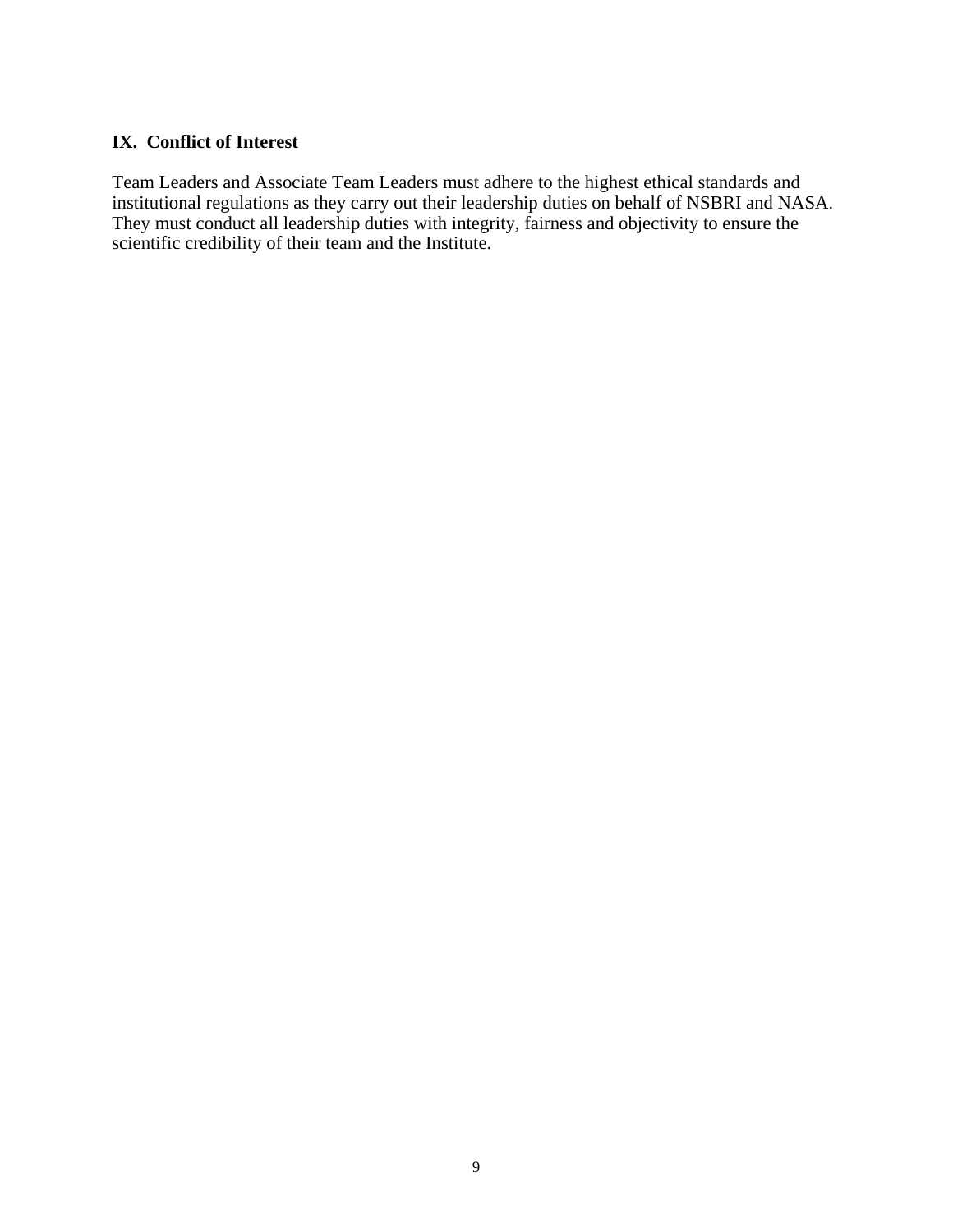## IX. Conflict of Interest

Team Leaders and Associate Team Leaders must adhere to the highest ethical standards and institutional regulations as they carry out their leadership duties on behalf of NSBRI and NASA. They must conduct all leadership duties with integrity, fairness and objectivity to ensure the scientific credibility of their team and the Institute.